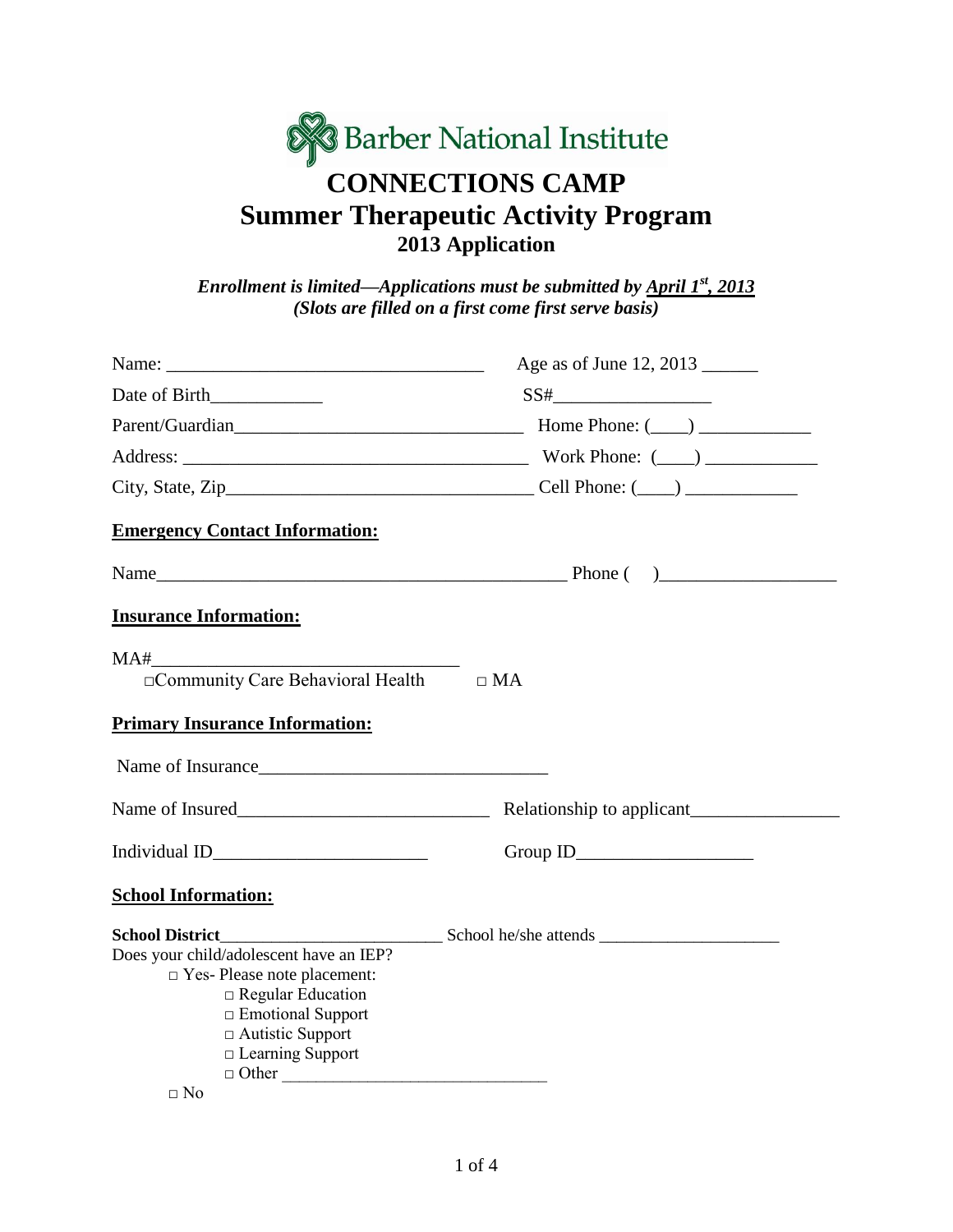Barber National Institute

# CONNECTIONS CAMP

## Summer Therapeutic Activity Program

### 2013 Application

***Enrollment is limited—Applications must be submitted by April 1st, 2013***
***(Slots are filled on a first come first serve basis)***

Name: ________________________________ Age as of June 12, 2013 ______

Date of Birth____________ SS#________________

Parent/Guardian______________________________ Home Phone: (____) ____________

Address: ____________________________________ Work Phone: (____) ____________

City, State, Zip________________________________ Cell Phone: (____) ____________

**Emergency Contact Information:**

Name____________________________________________ Phone (   )__________________

**Insurance Information:**

MA#________________________________

□Community Care Behavioral Health □ MA

**Primary Insurance Information:**

Name of Insurance______________________________

Name of Insured__________________________ Relationship to applicant________________

Individual ID______________________ Group ID__________________

**School Information:**

**School District**________________________ School he/she attends ____________________

Does your child/adolescent have an IEP?

- □ Yes- Please note placement:
  - □ Regular Education
  - □ Emotional Support
  - □ Autistic Support
  - □ Learning Support
  - □ Other ______________________________
- □ No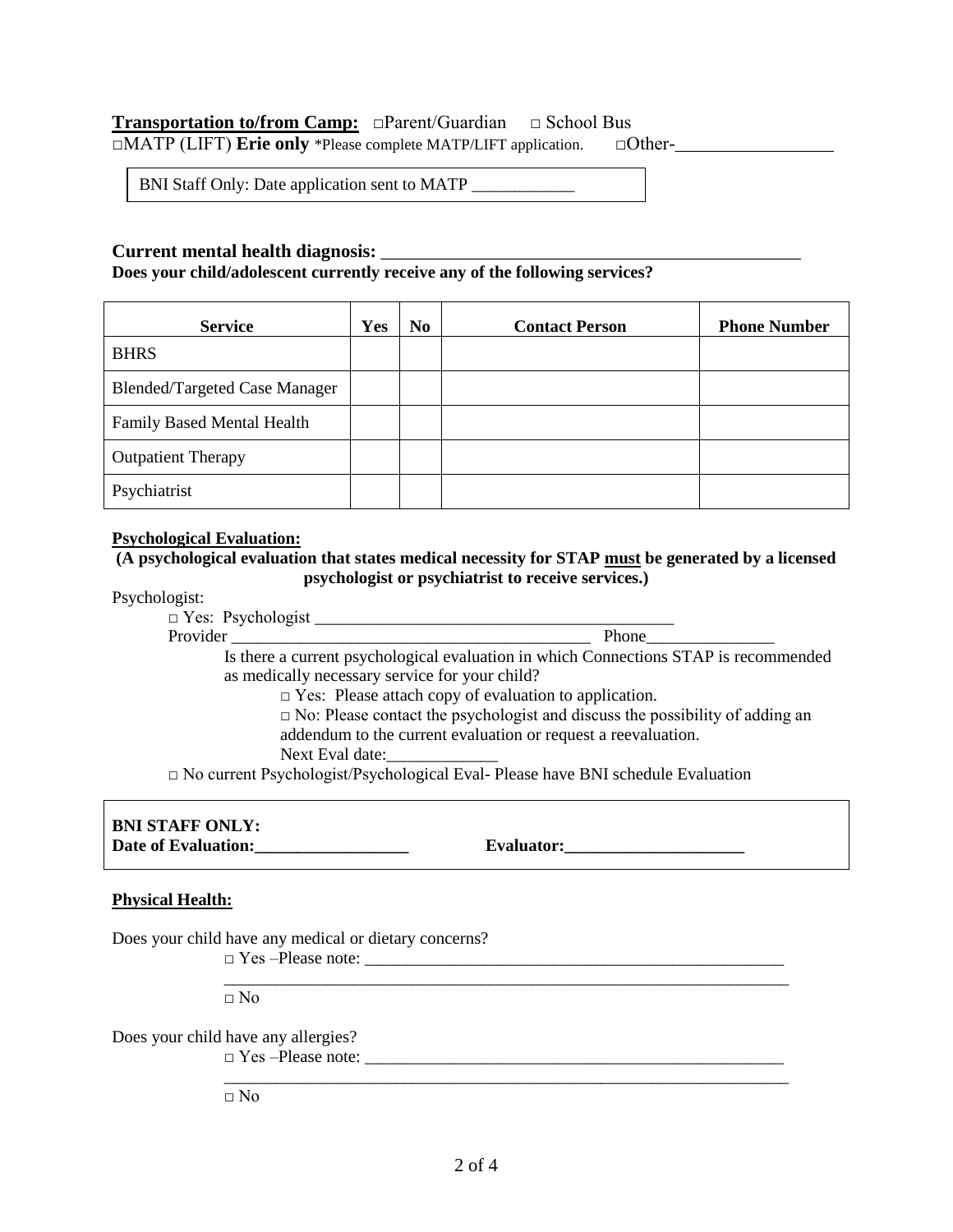**Transportation to/from Camp:** □Parent/Guardian □ School Bus
□MATP (LIFT) **Erie only** *Please complete MATP/LIFT application. □Other-_________________

BNI Staff Only: Date application sent to MATP ____________

**Current mental health diagnosis:** _______________________________________________

**Does your child/adolescent currently receive any of the following services?**

| Service | Yes | No | Contact Person | Phone Number |
|---|---|---|---|---|
| BHRS | | | | |
| Blended/Targeted Case Manager | | | | |
| Family Based Mental Health | | | | |
| Outpatient Therapy | | | | |
| Psychiatrist | | | | |

**Psychological Evaluation:**

**(A psychological evaluation that states medical necessity for STAP <u>must</u> be generated by a licensed psychologist or psychiatrist to receive services.)**

Psychologist:

□ Yes: Psychologist __________________________________________

Provider ___________________________________________ Phone_______________

Is there a current psychological evaluation in which Connections STAP is recommended as medically necessary service for your child?

□ Yes: Please attach copy of evaluation to application.

□ No: Please contact the psychologist and discuss the possibility of adding an addendum to the current evaluation or request a reevaluation.

Next Eval date:_____________

□ No current Psychologist/Psychological Eval- Please have BNI schedule Evaluation

**BNI STAFF ONLY:**
**Date of Evaluation:__________________** **Evaluator:_____________________**

**Physical Health:**

Does your child have any medical or dietary concerns?

□ Yes –Please note: __________________________________________________
_____________________________________________________________________

□ No

Does your child have any allergies?

□ Yes –Please note: __________________________________________________
_____________________________________________________________________

□ No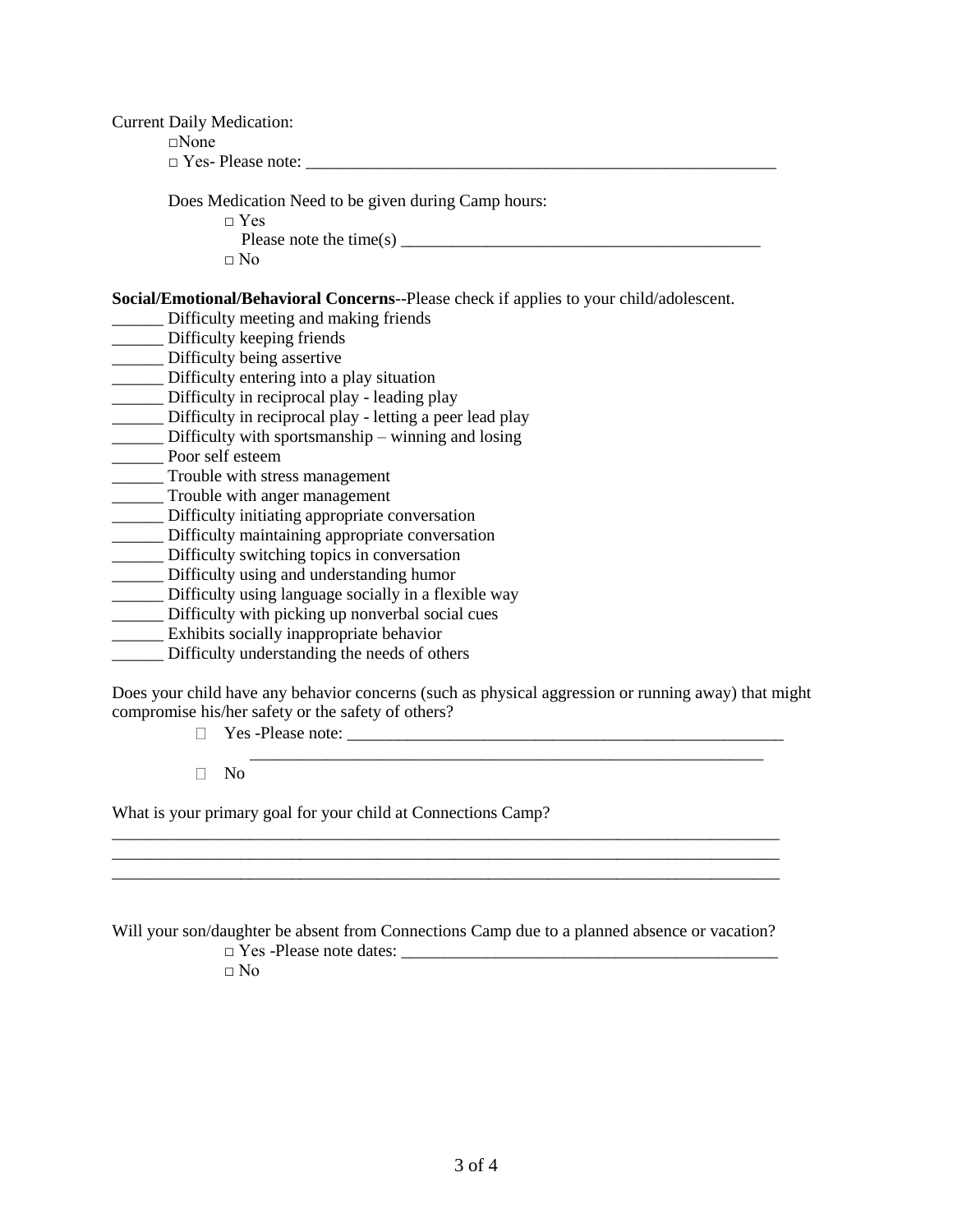Current Daily Medication:

□None

□ Yes- Please note: ________________________________________________________

Does Medication Need to be given during Camp hours:

□ Yes

Please note the time(s) __________________________________________

□ No

**Social/Emotional/Behavioral Concerns**--Please check if applies to your child/adolescent.

______ Difficulty meeting and making friends
______ Difficulty keeping friends
______ Difficulty being assertive
______ Difficulty entering into a play situation
______ Difficulty in reciprocal play - leading play
______ Difficulty in reciprocal play - letting a peer lead play
______ Difficulty with sportsmanship – winning and losing
______ Poor self esteem
______ Trouble with stress management
______ Trouble with anger management
______ Difficulty initiating appropriate conversation
______ Difficulty maintaining appropriate conversation
______ Difficulty switching topics in conversation
______ Difficulty using and understanding humor
______ Difficulty using language socially in a flexible way
______ Difficulty with picking up nonverbal social cues
______ Exhibits socially inappropriate behavior
______ Difficulty understanding the needs of others

Does your child have any behavior concerns (such as physical aggression or running away) that might compromise his/her safety or the safety of others?

□ Yes -Please note: ____________________________________________________
______________________________________________________________

□ No

What is your primary goal for your child at Connections Camp?

________________________________________________________________________________
________________________________________________________________________________
________________________________________________________________________________

Will your son/daughter be absent from Connections Camp due to a planned absence or vacation?

□ Yes -Please note dates: ____________________________________________

□ No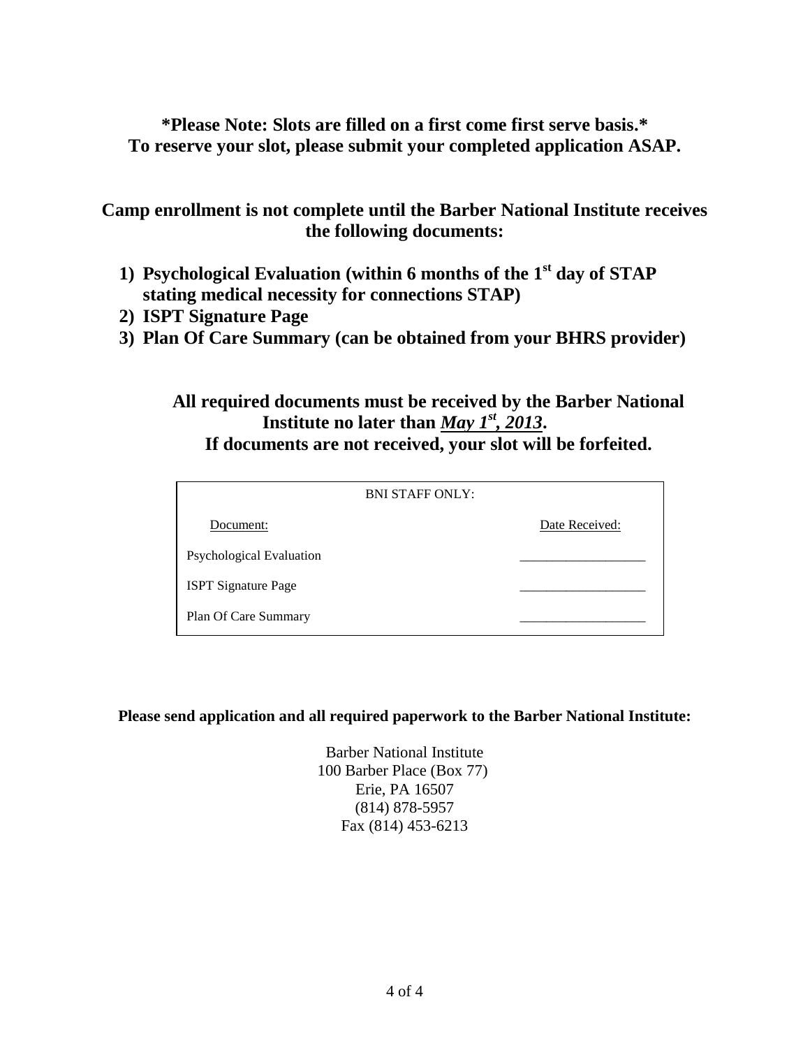**\*Please Note: Slots are filled on a first come first serve basis.\***
**To reserve your slot, please submit your completed application ASAP.**

**Camp enrollment is not complete until the Barber National Institute receives the following documents:**

1) **Psychological Evaluation (within 6 months of the 1st day of STAP stating medical necessity for connections STAP)**
2) **ISPT Signature Page**
3) **Plan Of Care Summary (can be obtained from your BHRS provider)**

**All required documents must be received by the Barber National Institute no later than *May 1st, 2013*.**
**If documents are not received, your slot will be forfeited.**

| BNI STAFF ONLY: | |
|---|---|
| Document: | Date Received: |
| Psychological Evaluation | __________________ |
| ISPT Signature Page | __________________ |
| Plan Of Care Summary | __________________ |

**Please send application and all required paperwork to the Barber National Institute:**

Barber National Institute
100 Barber Place (Box 77)
Erie, PA 16507
(814) 878-5957
Fax (814) 453-6213